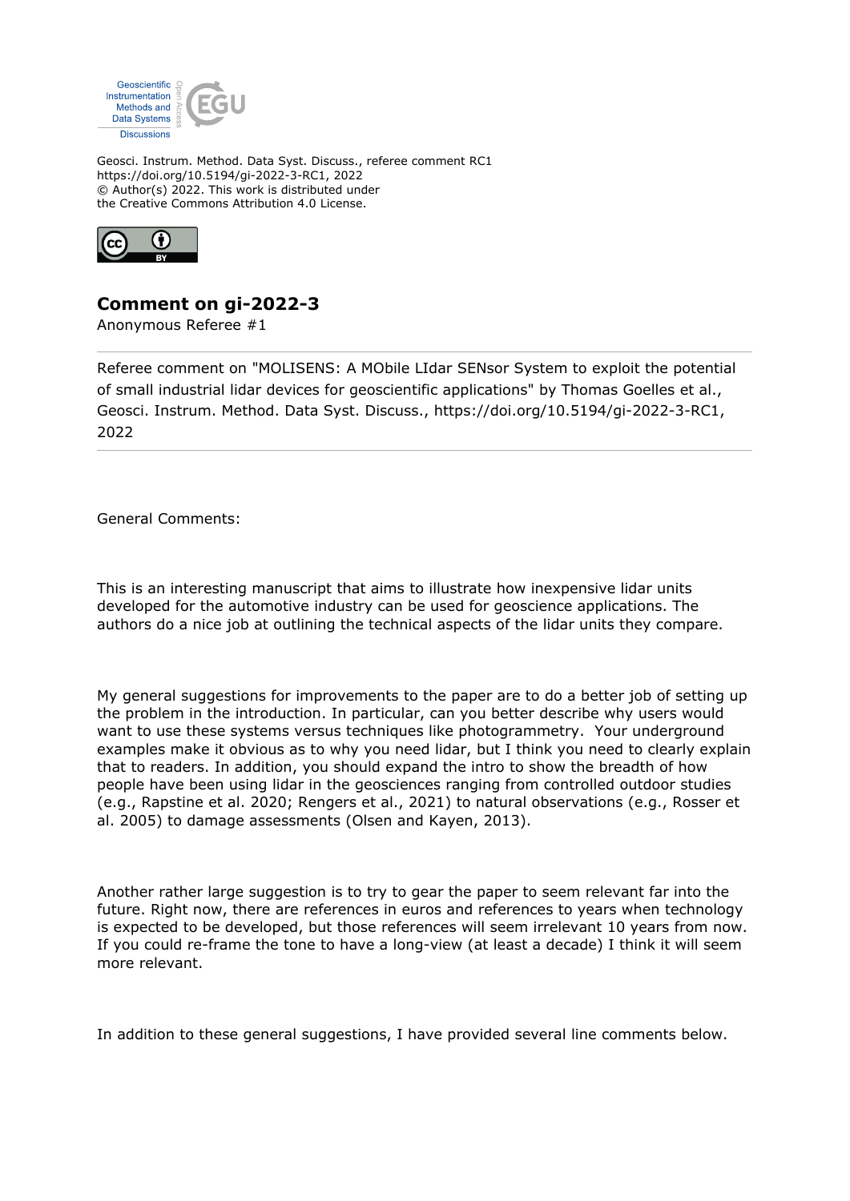Geosci. Instrum. Method. Data Syst. Discuss., referee comment RC1
https://doi.org/10.5194/gi-2022-3-RC1, 2022
© Author(s) 2022. This work is distributed under
the Creative Commons Attribution 4.0 License.

# Comment on gi-2022-3

Anonymous Referee #1

---

Referee comment on "MOLISENS: A MObile LIdar SENsor System to exploit the potential of small industrial lidar devices for geoscientific applications" by Thomas Goelles et al., Geosci. Instrum. Method. Data Syst. Discuss., https://doi.org/10.5194/gi-2022-3-RC1, 2022

---

General Comments:

This is an interesting manuscript that aims to illustrate how inexpensive lidar units developed for the automotive industry can be used for geoscience applications. The authors do a nice job at outlining the technical aspects of the lidar units they compare.

My general suggestions for improvements to the paper are to do a better job of setting up the problem in the introduction. In particular, can you better describe why users would want to use these systems versus techniques like photogrammetry. Your underground examples make it obvious as to why you need lidar, but I think you need to clearly explain that to readers. In addition, you should expand the intro to show the breadth of how people have been using lidar in the geosciences ranging from controlled outdoor studies (e.g., Rapstine et al. 2020; Rengers et al., 2021) to natural observations (e.g., Rosser et al. 2005) to damage assessments (Olsen and Kayen, 2013).

Another rather large suggestion is to try to gear the paper to seem relevant far into the future. Right now, there are references in euros and references to years when technology is expected to be developed, but those references will seem irrelevant 10 years from now. If you could re-frame the tone to have a long-view (at least a decade) I think it will seem more relevant.

In addition to these general suggestions, I have provided several line comments below.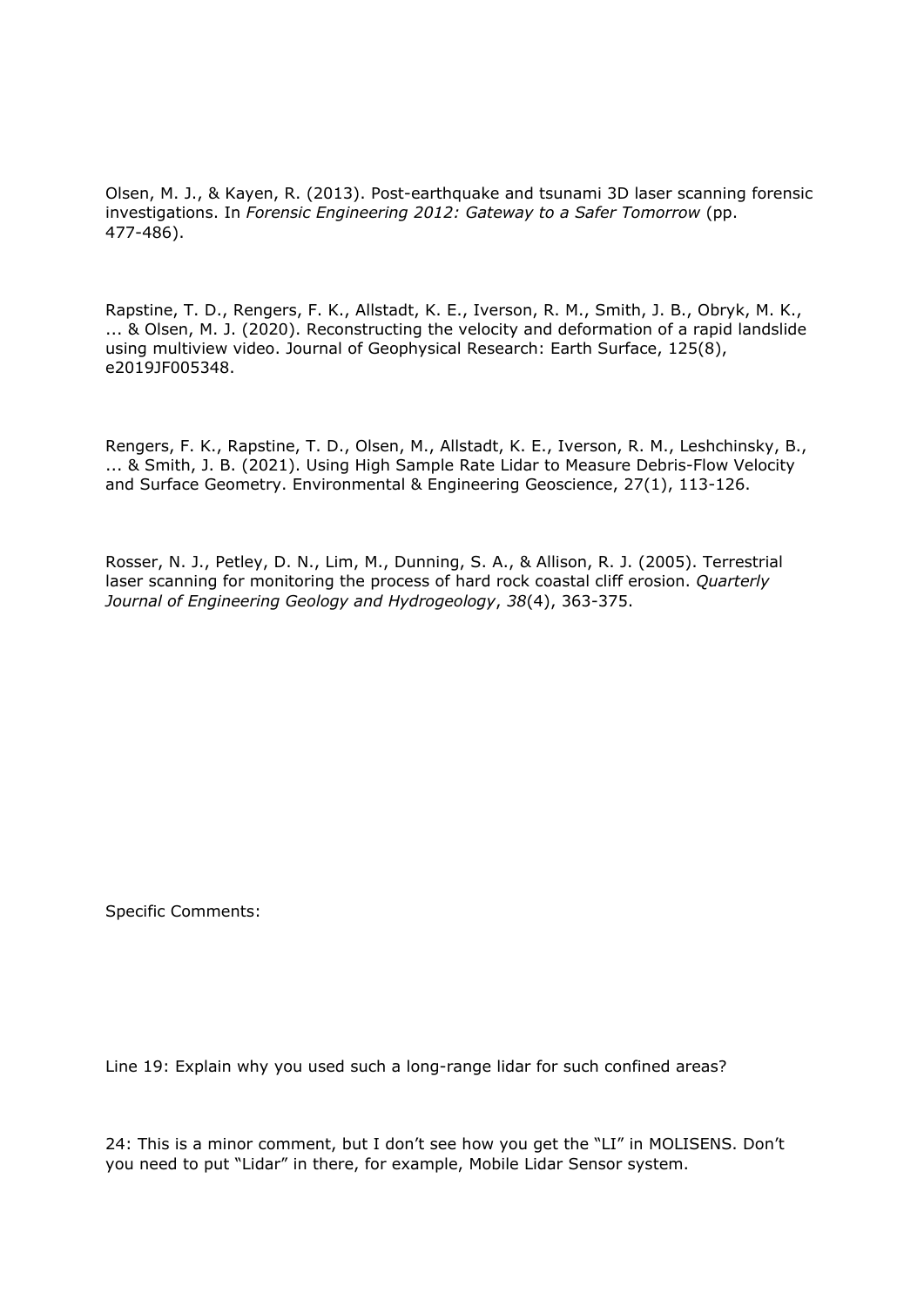Olsen, M. J., & Kayen, R. (2013). Post-earthquake and tsunami 3D laser scanning forensic investigations. In *Forensic Engineering 2012: Gateway to a Safer Tomorrow* (pp. 477-486).

Rapstine, T. D., Rengers, F. K., Allstadt, K. E., Iverson, R. M., Smith, J. B., Obryk, M. K., ... & Olsen, M. J. (2020). Reconstructing the velocity and deformation of a rapid landslide using multiview video. Journal of Geophysical Research: Earth Surface, 125(8), e2019JF005348.

Rengers, F. K., Rapstine, T. D., Olsen, M., Allstadt, K. E., Iverson, R. M., Leshchinsky, B., ... & Smith, J. B. (2021). Using High Sample Rate Lidar to Measure Debris-Flow Velocity and Surface Geometry. Environmental & Engineering Geoscience, 27(1), 113-126.

Rosser, N. J., Petley, D. N., Lim, M., Dunning, S. A., & Allison, R. J. (2005). Terrestrial laser scanning for monitoring the process of hard rock coastal cliff erosion. *Quarterly Journal of Engineering Geology and Hydrogeology*, *38*(4), 363-375.

Specific Comments:

Line 19: Explain why you used such a long-range lidar for such confined areas?

24: This is a minor comment, but I don't see how you get the "LI" in MOLISENS. Don't you need to put "Lidar" in there, for example, Mobile Lidar Sensor system.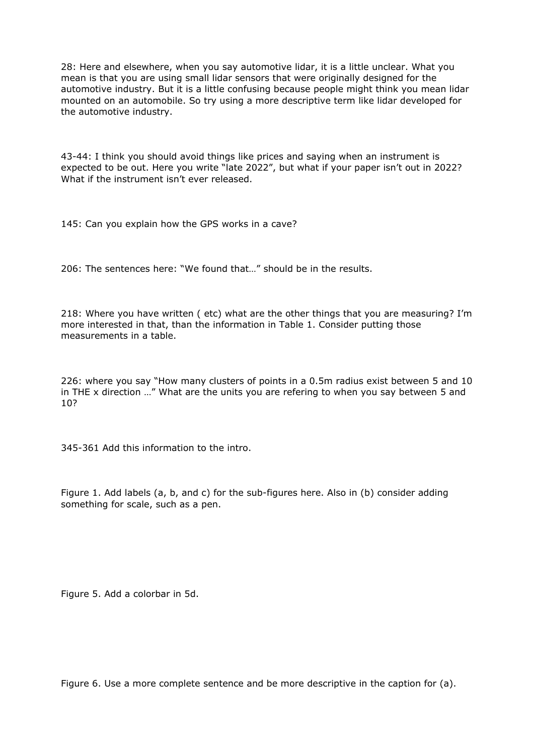28: Here and elsewhere, when you say automotive lidar, it is a little unclear. What you mean is that you are using small lidar sensors that were originally designed for the automotive industry. But it is a little confusing because people might think you mean lidar mounted on an automobile. So try using a more descriptive term like lidar developed for the automotive industry.

43-44: I think you should avoid things like prices and saying when an instrument is expected to be out. Here you write "late 2022", but what if your paper isn't out in 2022? What if the instrument isn't ever released.

145: Can you explain how the GPS works in a cave?

206: The sentences here: "We found that…" should be in the results.

218: Where you have written ( etc) what are the other things that you are measuring? I'm more interested in that, than the information in Table 1. Consider putting those measurements in a table.

226: where you say "How many clusters of points in a 0.5m radius exist between 5 and 10 in THE x direction …" What are the units you are refering to when you say between 5 and 10?

345-361 Add this information to the intro.

Figure 1. Add labels (a, b, and c) for the sub-figures here. Also in (b) consider adding something for scale, such as a pen.

Figure 5. Add a colorbar in 5d.

Figure 6. Use a more complete sentence and be more descriptive in the caption for (a).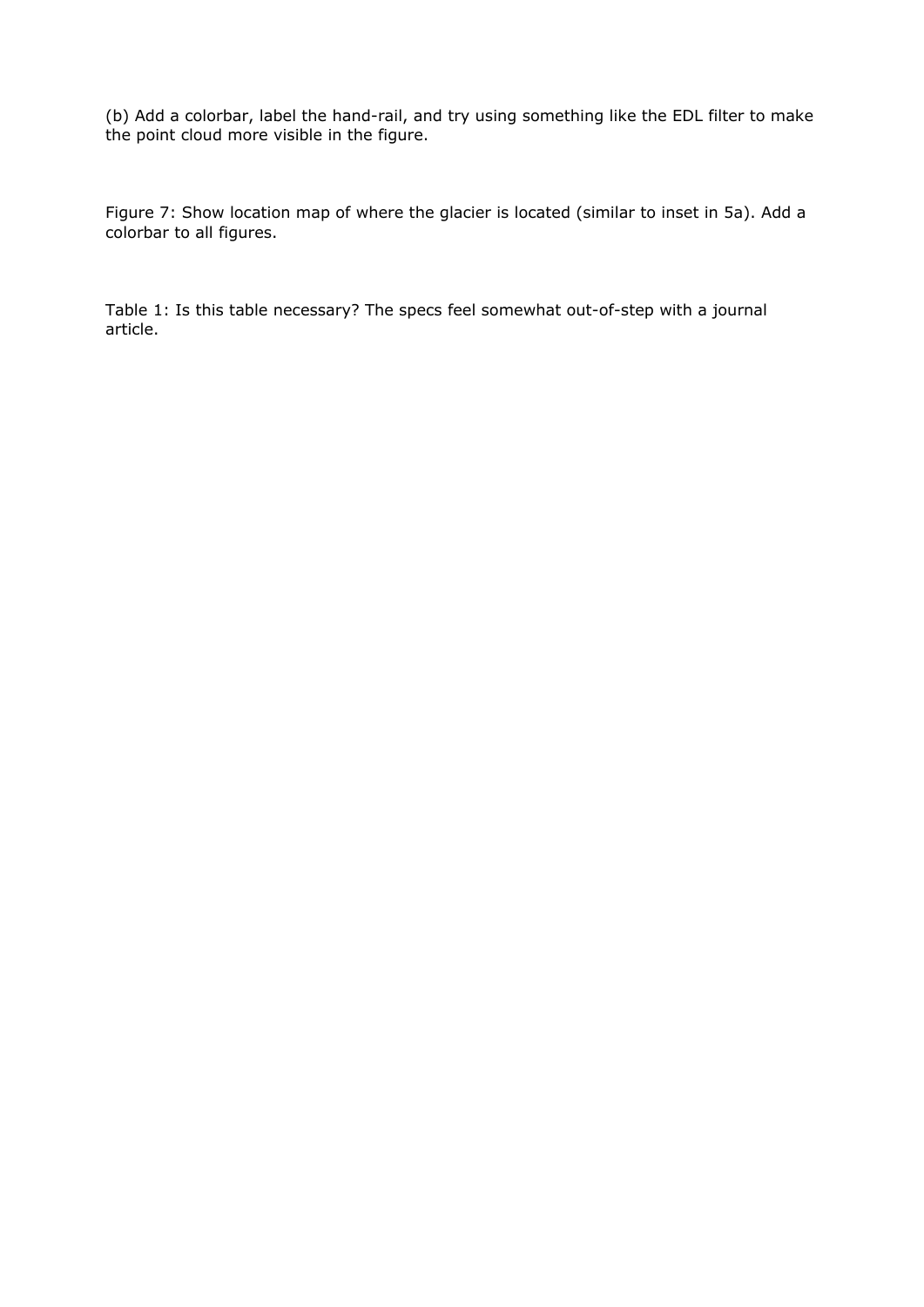(b) Add a colorbar, label the hand-rail, and try using something like the EDL filter to make the point cloud more visible in the figure.

Figure 7: Show location map of where the glacier is located (similar to inset in 5a). Add a colorbar to all figures.

Table 1: Is this table necessary? The specs feel somewhat out-of-step with a journal article.